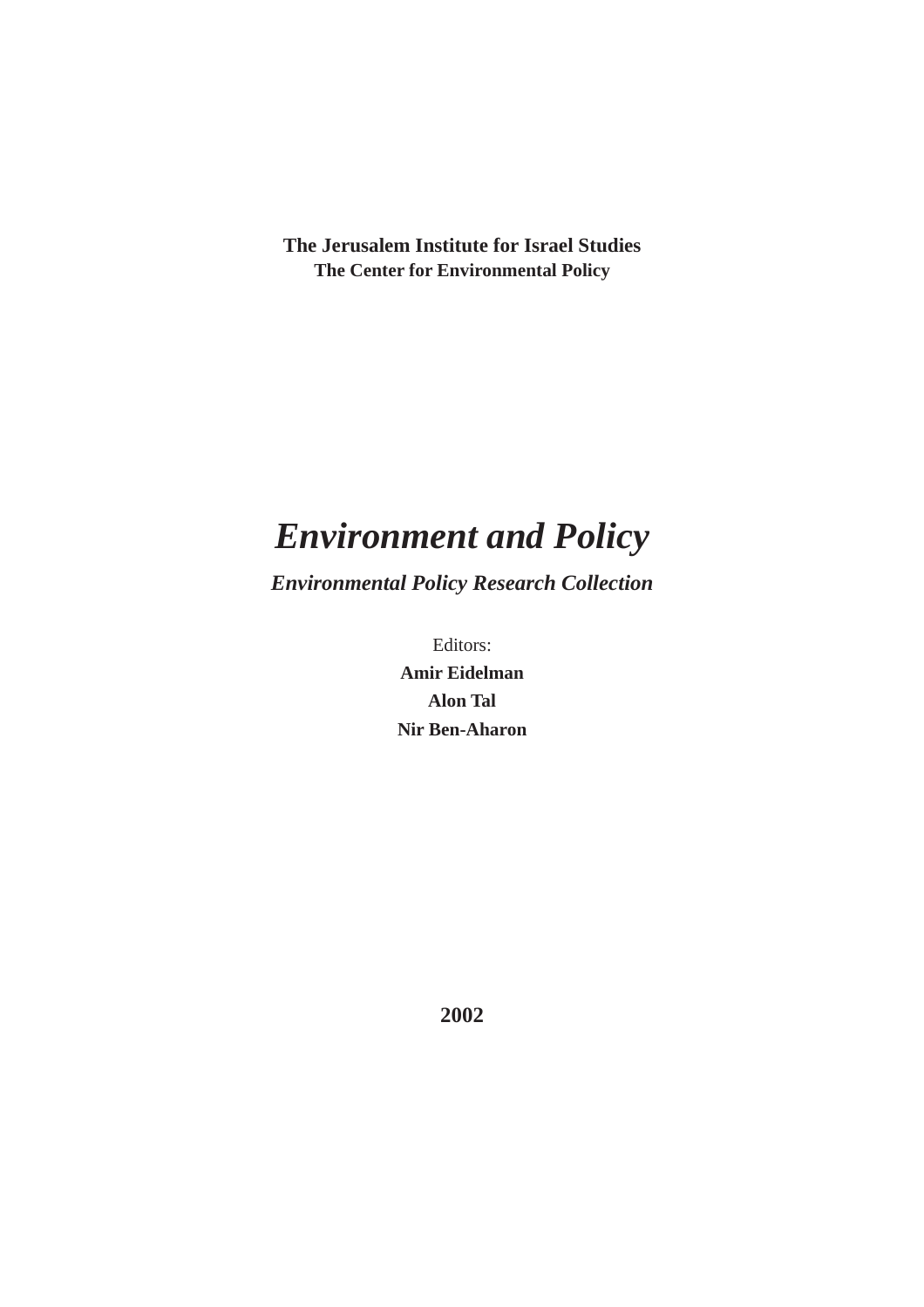**The Jerusalem Institute for Israel Studies**
**The Center for Environmental Policy**

# *Environment and Policy*

## *Environmental Policy Research Collection*

Editors:
**Amir Eidelman**
**Alon Tal**
**Nir Ben-Aharon**

**2002**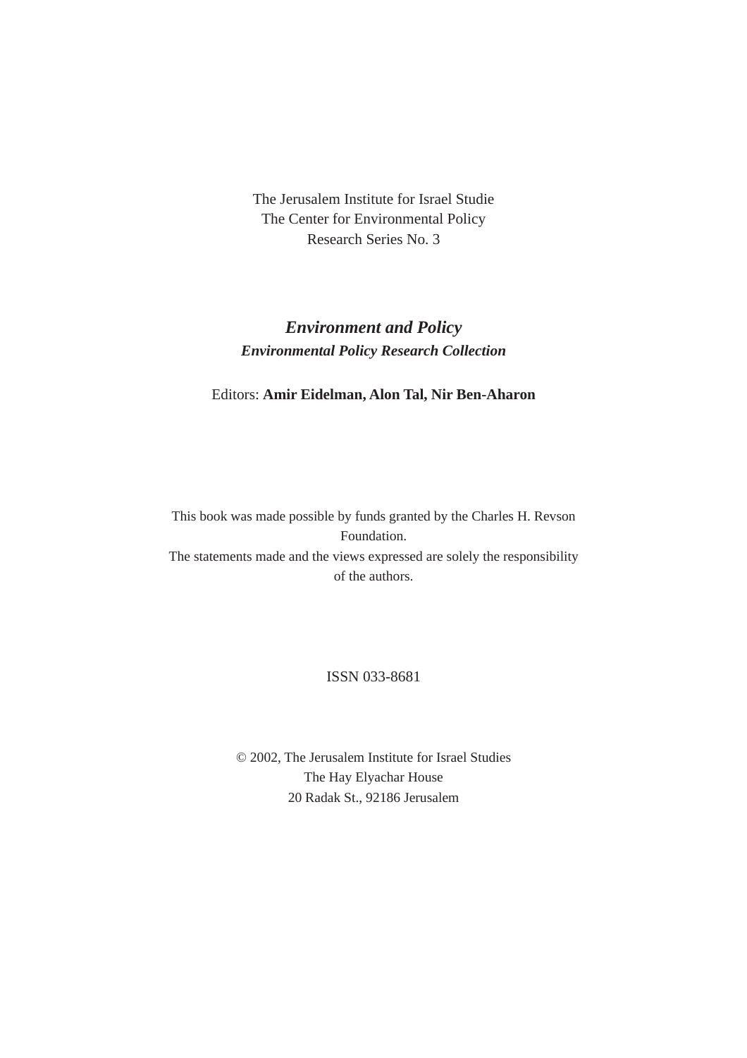The Jerusalem Institute for Israel Studie
The Center for Environmental Policy
Research Series No. 3

***Environment and Policy***
***Environmental Policy Research Collection***

Editors: **Amir Eidelman, Alon Tal, Nir Ben-Aharon**

This book was made possible by funds granted by the Charles H. Revson Foundation.
The statements made and the views expressed are solely the responsibility of the authors.

ISSN 033-8681

© 2002, The Jerusalem Institute for Israel Studies
The Hay Elyachar House
20 Radak St., 92186 Jerusalem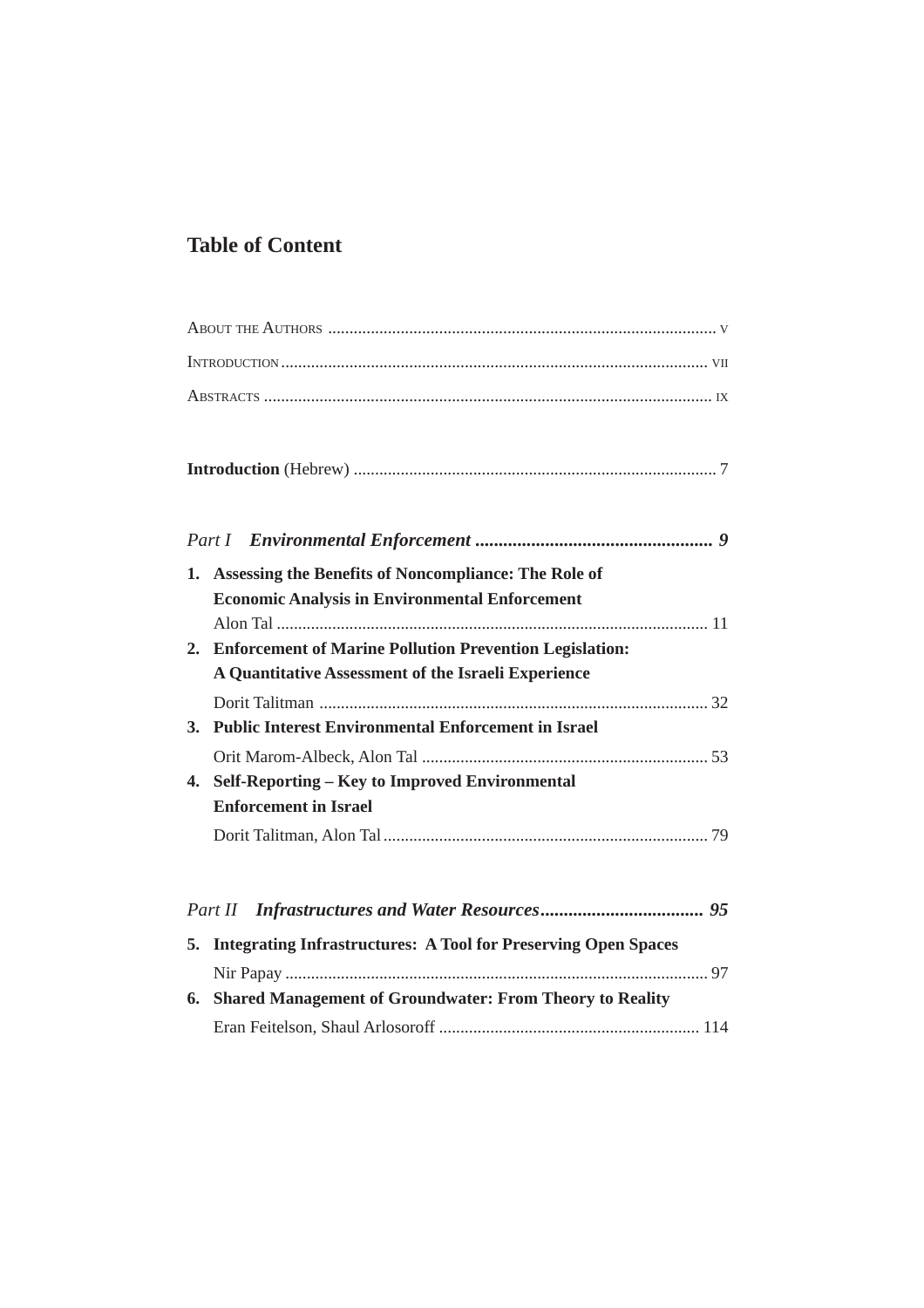# Table of Content

About the Authors ........................................................................................... v

Introduction ..................................................................................................... vii

Abstracts .......................................................................................................... ix

**Introduction** (Hebrew) ..................................................................................... 7

*Part I* ***Environmental Enforcement*** **................................................... 9**

1. **Assessing the Benefits of Noncompliance: The Role of Economic Analysis in Environmental Enforcement**
   Alon Tal ..................................................................................................... 11
2. **Enforcement of Marine Pollution Prevention Legislation: A Quantitative Assessment of the Israeli Experience**
   Dorit Talitman ........................................................................................... 32
3. **Public Interest Environmental Enforcement in Israel**
   Orit Marom-Albeck, Alon Tal ................................................................... 53
4. **Self-Reporting – Key to Improved Environmental Enforcement in Israel**
   Dorit Talitman, Alon Tal ............................................................................ 79

*Part II* ***Infrastructures and Water Resources*** **................................... 95**

5. **Integrating Infrastructures: A Tool for Preserving Open Spaces**
   Nir Papay ................................................................................................... 97
6. **Shared Management of Groundwater: From Theory to Reality**
   Eran Feitelson, Shaul Arlosoroff ............................................................ 114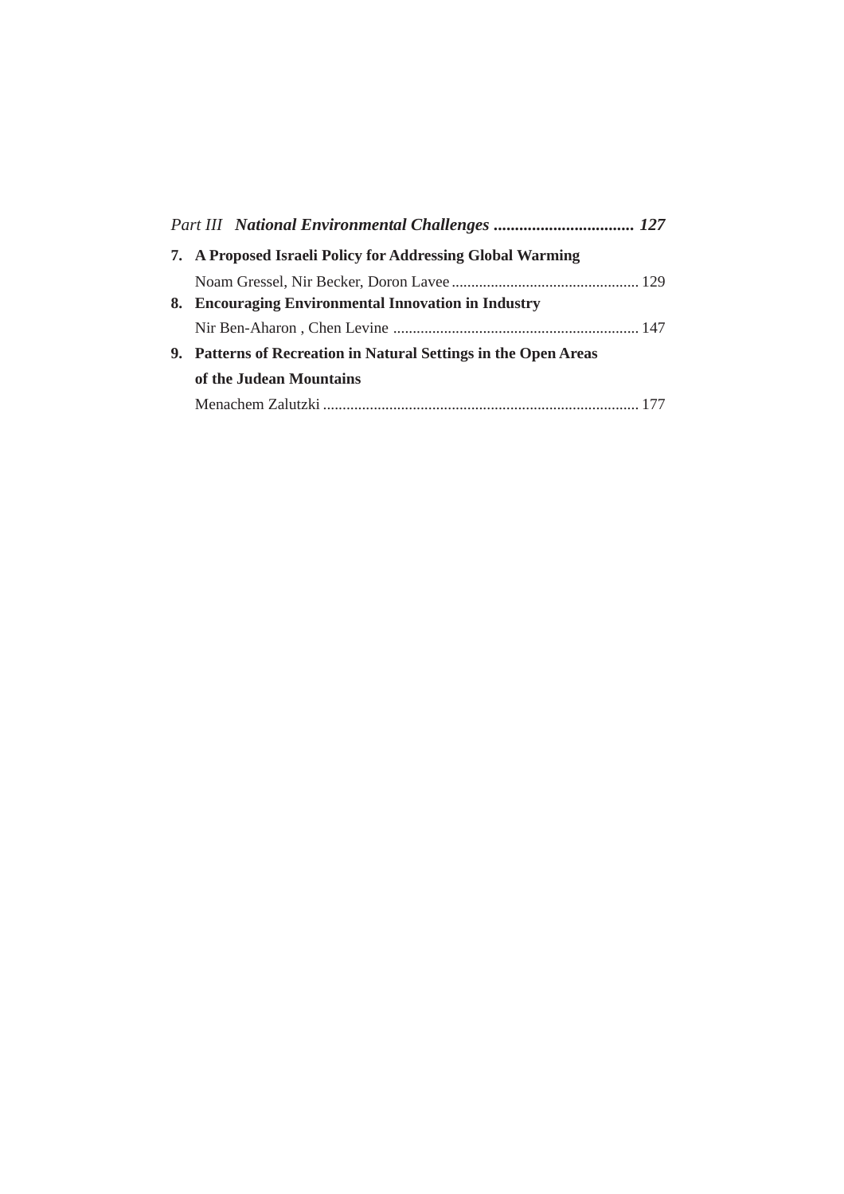*Part III* ***National Environmental Challenges ................................ 127***

**7. A Proposed Israeli Policy for Addressing Global Warming**

Noam Gressel, Nir Becker, Doron Lavee ................................................ 129

**8. Encouraging Environmental Innovation in Industry**

Nir Ben-Aharon , Chen Levine ............................................................... 147

**9. Patterns of Recreation in Natural Settings in the Open Areas of the Judean Mountains**

Menachem Zalutzki ................................................................................. 177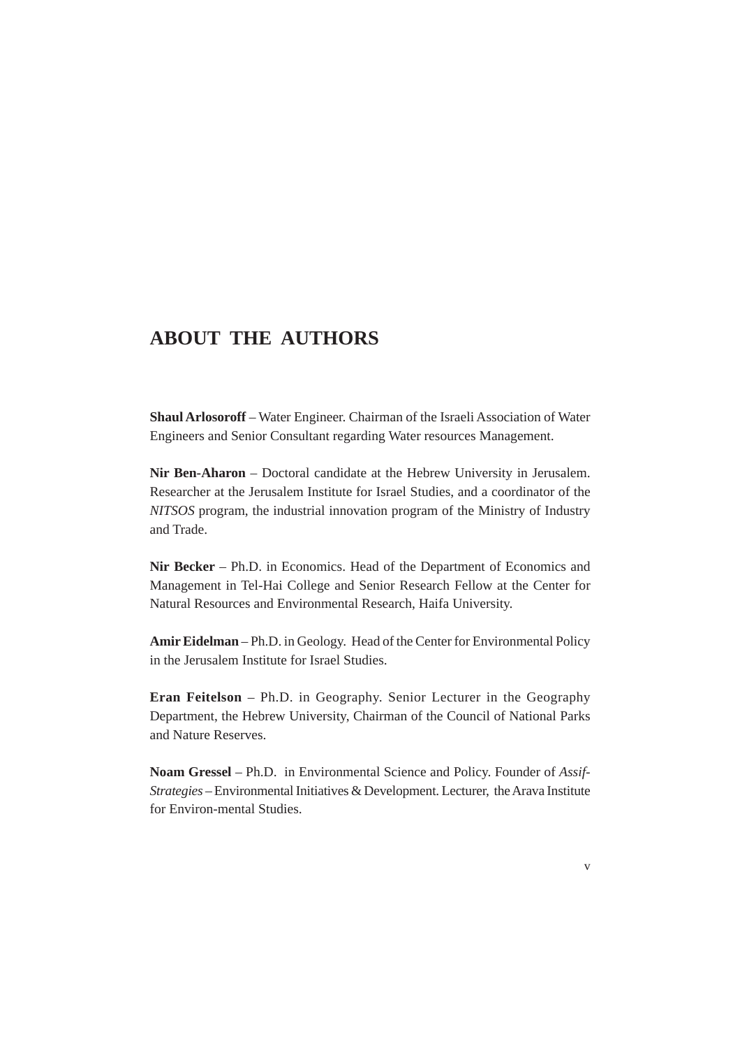# ABOUT THE AUTHORS

**Shaul Arlosoroff** – Water Engineer. Chairman of the Israeli Association of Water Engineers and Senior Consultant regarding Water resources Management.

**Nir Ben-Aharon** – Doctoral candidate at the Hebrew University in Jerusalem. Researcher at the Jerusalem Institute for Israel Studies, and a coordinator of the *NITSOS* program, the industrial innovation program of the Ministry of Industry and Trade.

**Nir Becker** – Ph.D. in Economics. Head of the Department of Economics and Management in Tel-Hai College and Senior Research Fellow at the Center for Natural Resources and Environmental Research, Haifa University.

**Amir Eidelman** – Ph.D. in Geology. Head of the Center for Environmental Policy in the Jerusalem Institute for Israel Studies.

**Eran Feitelson** – Ph.D. in Geography. Senior Lecturer in the Geography Department, the Hebrew University, Chairman of the Council of National Parks and Nature Reserves.

**Noam Gressel** – Ph.D. in Environmental Science and Policy. Founder of *Assif-Strategies* – Environmental Initiatives & Development. Lecturer, the Arava Institute for Environ-mental Studies.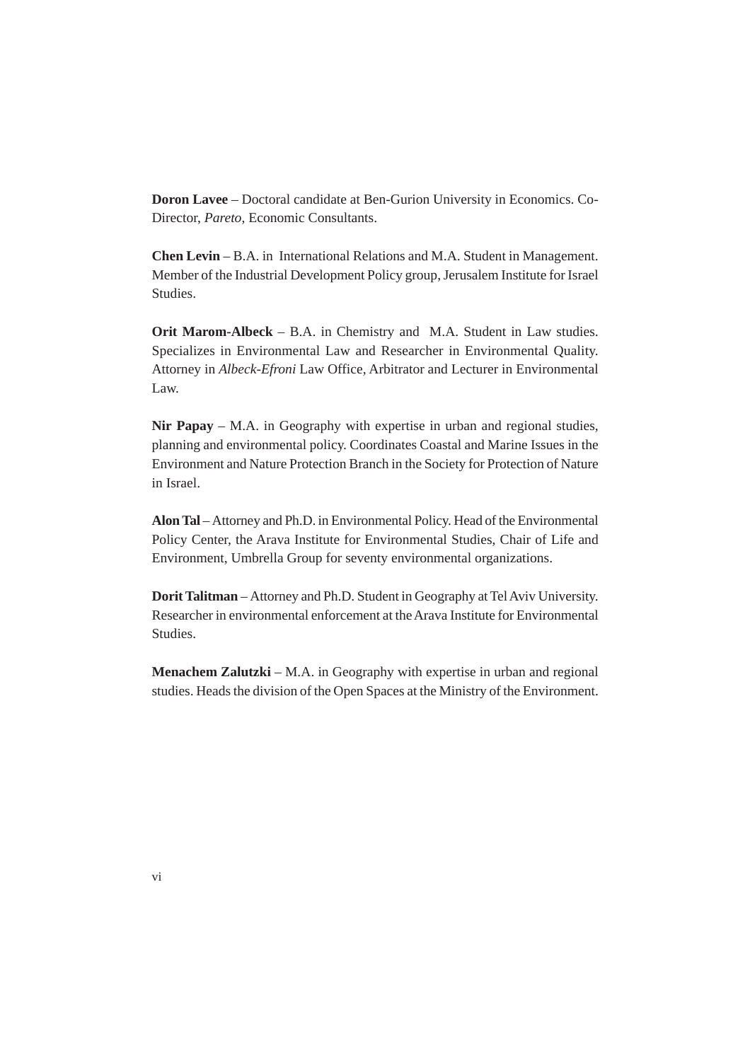**Doron Lavee** – Doctoral candidate at Ben-Gurion University in Economics. Co-Director, *Pareto*, Economic Consultants.

**Chen Levin** – B.A. in International Relations and M.A. Student in Management. Member of the Industrial Development Policy group, Jerusalem Institute for Israel Studies.

**Orit Marom-Albeck** – B.A. in Chemistry and M.A. Student in Law studies. Specializes in Environmental Law and Researcher in Environmental Quality. Attorney in *Albeck-Efroni* Law Office, Arbitrator and Lecturer in Environmental Law.

**Nir Papay** – M.A. in Geography with expertise in urban and regional studies, planning and environmental policy. Coordinates Coastal and Marine Issues in the Environment and Nature Protection Branch in the Society for Protection of Nature in Israel.

**Alon Tal** – Attorney and Ph.D. in Environmental Policy. Head of the Environmental Policy Center, the Arava Institute for Environmental Studies, Chair of Life and Environment, Umbrella Group for seventy environmental organizations.

**Dorit Talitman** – Attorney and Ph.D. Student in Geography at Tel Aviv University. Researcher in environmental enforcement at the Arava Institute for Environmental Studies.

**Menachem Zalutzki** – M.A. in Geography with expertise in urban and regional studies. Heads the division of the Open Spaces at the Ministry of the Environment.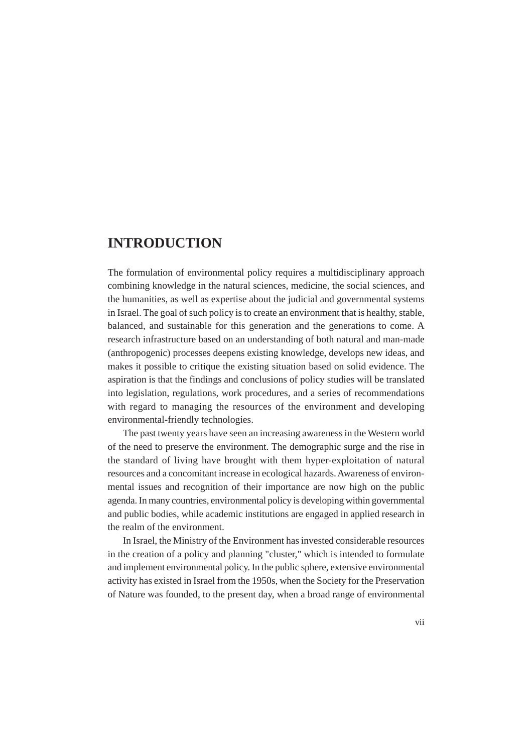# INTRODUCTION

The formulation of environmental policy requires a multidisciplinary approach combining knowledge in the natural sciences, medicine, the social sciences, and the humanities, as well as expertise about the judicial and governmental systems in Israel. The goal of such policy is to create an environment that is healthy, stable, balanced, and sustainable for this generation and the generations to come. A research infrastructure based on an understanding of both natural and man-made (anthropogenic) processes deepens existing knowledge, develops new ideas, and makes it possible to critique the existing situation based on solid evidence. The aspiration is that the findings and conclusions of policy studies will be translated into legislation, regulations, work procedures, and a series of recommendations with regard to managing the resources of the environment and developing environmental-friendly technologies.

The past twenty years have seen an increasing awareness in the Western world of the need to preserve the environment. The demographic surge and the rise in the standard of living have brought with them hyper-exploitation of natural resources and a concomitant increase in ecological hazards. Awareness of environmental issues and recognition of their importance are now high on the public agenda. In many countries, environmental policy is developing within governmental and public bodies, while academic institutions are engaged in applied research in the realm of the environment.

In Israel, the Ministry of the Environment has invested considerable resources in the creation of a policy and planning "cluster," which is intended to formulate and implement environmental policy. In the public sphere, extensive environmental activity has existed in Israel from the 1950s, when the Society for the Preservation of Nature was founded, to the present day, when a broad range of environmental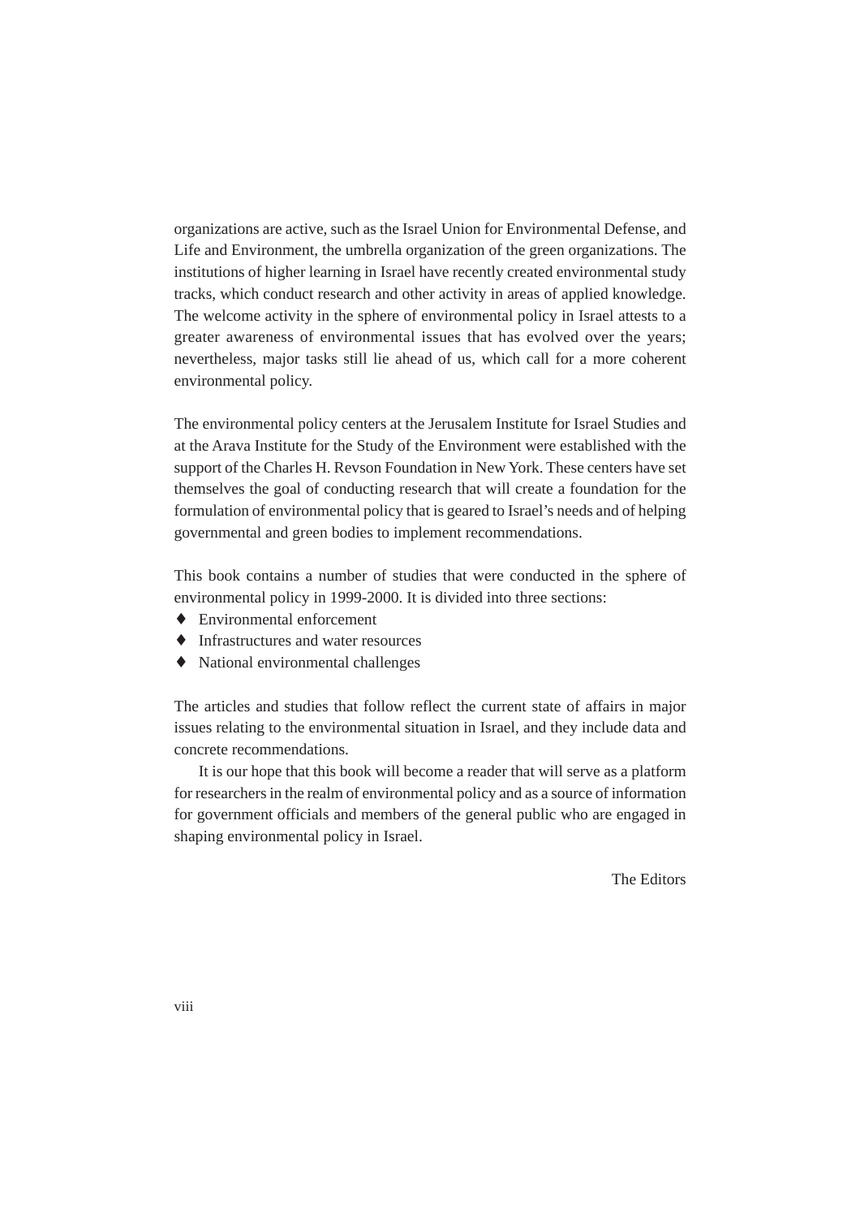organizations are active, such as the Israel Union for Environmental Defense, and Life and Environment, the umbrella organization of the green organizations. The institutions of higher learning in Israel have recently created environmental study tracks, which conduct research and other activity in areas of applied knowledge. The welcome activity in the sphere of environmental policy in Israel attests to a greater awareness of environmental issues that has evolved over the years; nevertheless, major tasks still lie ahead of us, which call for a more coherent environmental policy.

The environmental policy centers at the Jerusalem Institute for Israel Studies and at the Arava Institute for the Study of the Environment were established with the support of the Charles H. Revson Foundation in New York. These centers have set themselves the goal of conducting research that will create a foundation for the formulation of environmental policy that is geared to Israel's needs and of helping governmental and green bodies to implement recommendations.

This book contains a number of studies that were conducted in the sphere of environmental policy in 1999-2000. It is divided into three sections:

- Environmental enforcement
- Infrastructures and water resources
- National environmental challenges

The articles and studies that follow reflect the current state of affairs in major issues relating to the environmental situation in Israel, and they include data and concrete recommendations.

It is our hope that this book will become a reader that will serve as a platform for researchers in the realm of environmental policy and as a source of information for government officials and members of the general public who are engaged in shaping environmental policy in Israel.

The Editors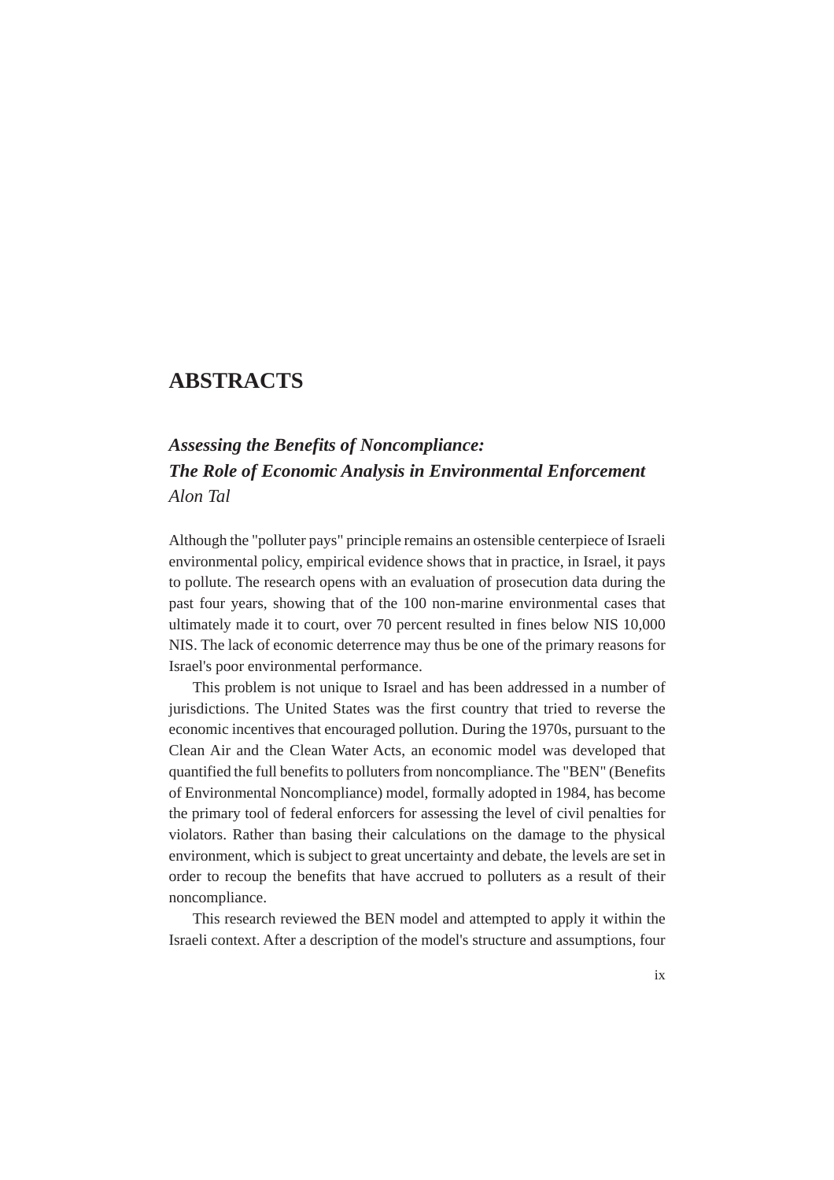# ABSTRACTS

## *Assessing the Benefits of Noncompliance: The Role of Economic Analysis in Environmental Enforcement*

*Alon Tal*

Although the "polluter pays" principle remains an ostensible centerpiece of Israeli environmental policy, empirical evidence shows that in practice, in Israel, it pays to pollute. The research opens with an evaluation of prosecution data during the past four years, showing that of the 100 non-marine environmental cases that ultimately made it to court, over 70 percent resulted in fines below NIS 10,000 NIS. The lack of economic deterrence may thus be one of the primary reasons for Israel's poor environmental performance.

This problem is not unique to Israel and has been addressed in a number of jurisdictions. The United States was the first country that tried to reverse the economic incentives that encouraged pollution. During the 1970s, pursuant to the Clean Air and the Clean Water Acts, an economic model was developed that quantified the full benefits to polluters from noncompliance. The "BEN" (Benefits of Environmental Noncompliance) model, formally adopted in 1984, has become the primary tool of federal enforcers for assessing the level of civil penalties for violators. Rather than basing their calculations on the damage to the physical environment, which is subject to great uncertainty and debate, the levels are set in order to recoup the benefits that have accrued to polluters as a result of their noncompliance.

This research reviewed the BEN model and attempted to apply it within the Israeli context. After a description of the model's structure and assumptions, four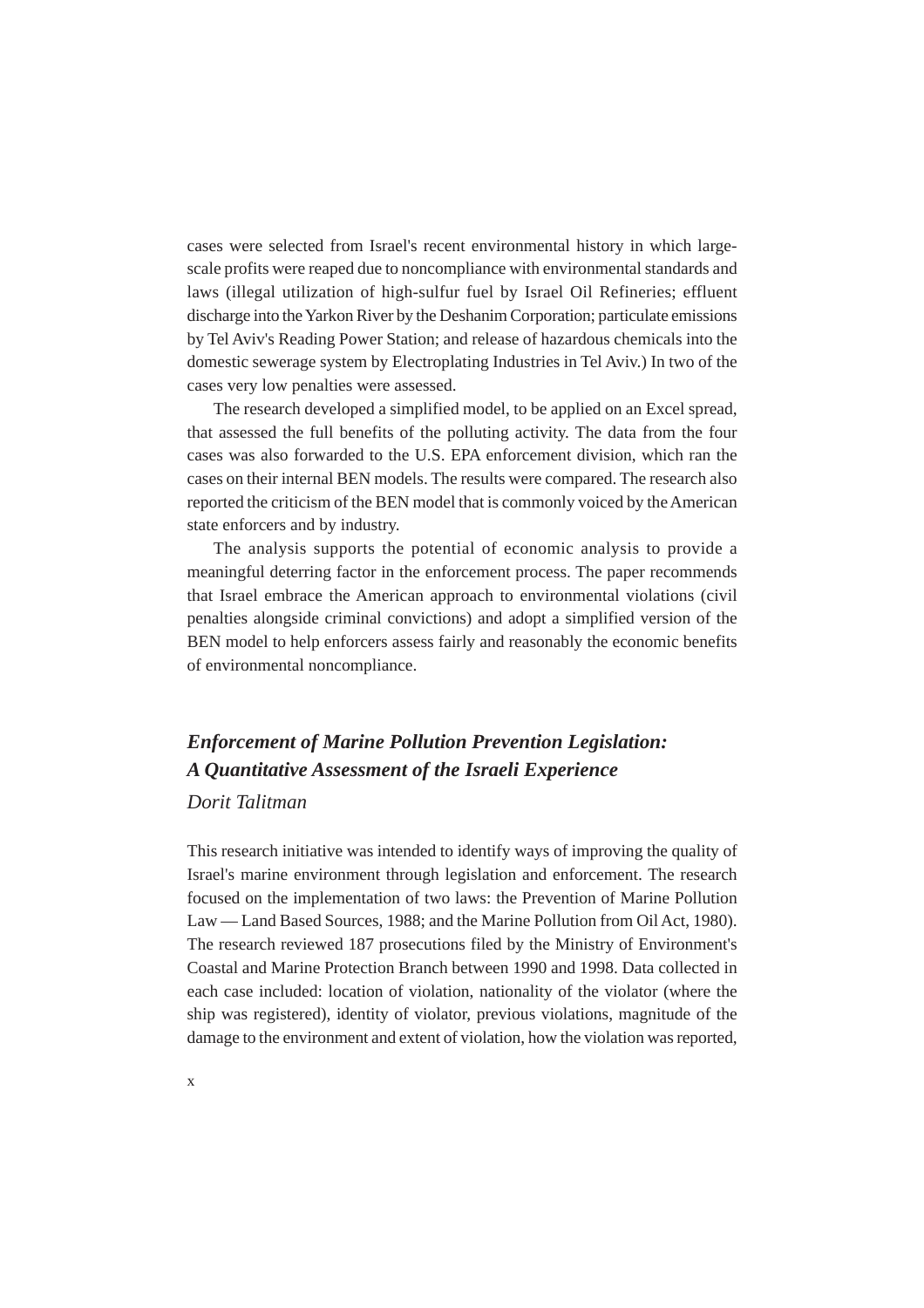cases were selected from Israel's recent environmental history in which large-scale profits were reaped due to noncompliance with environmental standards and laws (illegal utilization of high-sulfur fuel by Israel Oil Refineries; effluent discharge into the Yarkon River by the Deshanim Corporation; particulate emissions by Tel Aviv's Reading Power Station; and release of hazardous chemicals into the domestic sewerage system by Electroplating Industries in Tel Aviv.) In two of the cases very low penalties were assessed.

The research developed a simplified model, to be applied on an Excel spread, that assessed the full benefits of the polluting activity. The data from the four cases was also forwarded to the U.S. EPA enforcement division, which ran the cases on their internal BEN models. The results were compared. The research also reported the criticism of the BEN model that is commonly voiced by the American state enforcers and by industry.

The analysis supports the potential of economic analysis to provide a meaningful deterring factor in the enforcement process. The paper recommends that Israel embrace the American approach to environmental violations (civil penalties alongside criminal convictions) and adopt a simplified version of the BEN model to help enforcers assess fairly and reasonably the economic benefits of environmental noncompliance.

## *Enforcement of Marine Pollution Prevention Legislation: A Quantitative Assessment of the Israeli Experience*

*Dorit Talitman*

This research initiative was intended to identify ways of improving the quality of Israel's marine environment through legislation and enforcement. The research focused on the implementation of two laws: the Prevention of Marine Pollution Law — Land Based Sources, 1988; and the Marine Pollution from Oil Act, 1980). The research reviewed 187 prosecutions filed by the Ministry of Environment's Coastal and Marine Protection Branch between 1990 and 1998. Data collected in each case included: location of violation, nationality of the violator (where the ship was registered), identity of violator, previous violations, magnitude of the damage to the environment and extent of violation, how the violation was reported,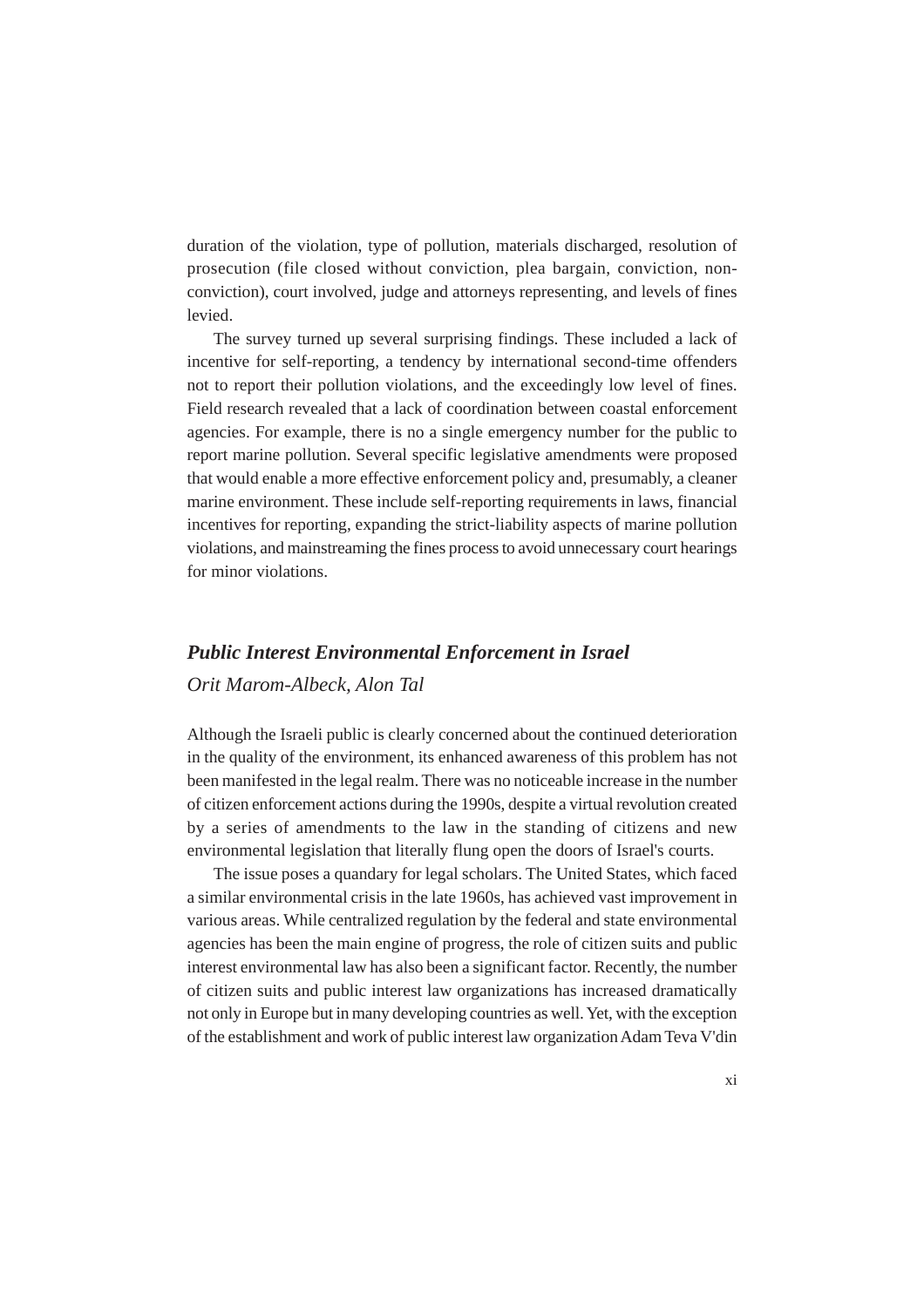duration of the violation, type of pollution, materials discharged, resolution of prosecution (file closed without conviction, plea bargain, conviction, non-conviction), court involved, judge and attorneys representing, and levels of fines levied.

The survey turned up several surprising findings. These included a lack of incentive for self-reporting, a tendency by international second-time offenders not to report their pollution violations, and the exceedingly low level of fines. Field research revealed that a lack of coordination between coastal enforcement agencies. For example, there is no a single emergency number for the public to report marine pollution. Several specific legislative amendments were proposed that would enable a more effective enforcement policy and, presumably, a cleaner marine environment. These include self-reporting requirements in laws, financial incentives for reporting, expanding the strict-liability aspects of marine pollution violations, and mainstreaming the fines process to avoid unnecessary court hearings for minor violations.

## *Public Interest Environmental Enforcement in Israel*

*Orit Marom-Albeck, Alon Tal*

Although the Israeli public is clearly concerned about the continued deterioration in the quality of the environment, its enhanced awareness of this problem has not been manifested in the legal realm. There was no noticeable increase in the number of citizen enforcement actions during the 1990s, despite a virtual revolution created by a series of amendments to the law in the standing of citizens and new environmental legislation that literally flung open the doors of Israel's courts.

The issue poses a quandary for legal scholars. The United States, which faced a similar environmental crisis in the late 1960s, has achieved vast improvement in various areas. While centralized regulation by the federal and state environmental agencies has been the main engine of progress, the role of citizen suits and public interest environmental law has also been a significant factor. Recently, the number of citizen suits and public interest law organizations has increased dramatically not only in Europe but in many developing countries as well. Yet, with the exception of the establishment and work of public interest law organization Adam Teva V'din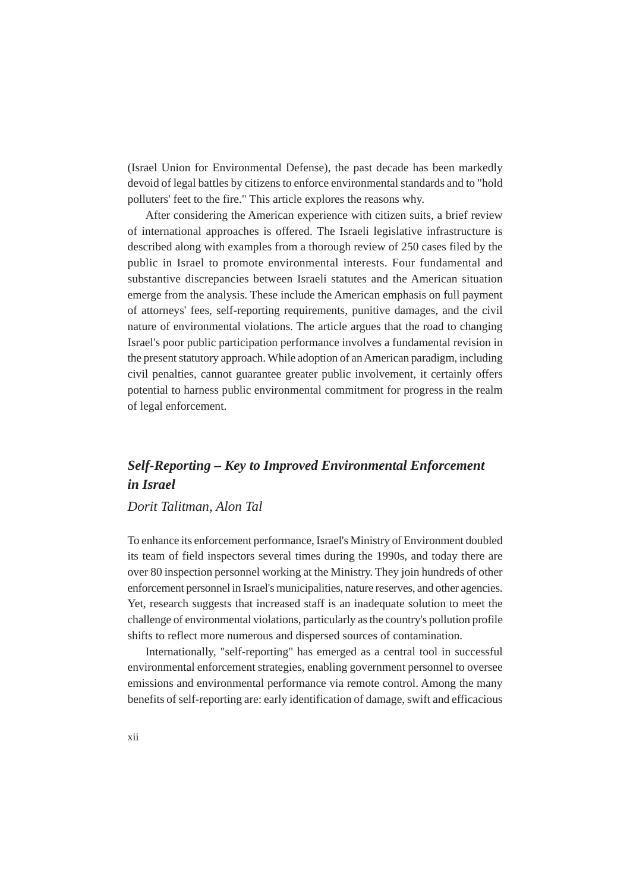(Israel Union for Environmental Defense), the past decade has been markedly devoid of legal battles by citizens to enforce environmental standards and to "hold polluters' feet to the fire." This article explores the reasons why.

After considering the American experience with citizen suits, a brief review of international approaches is offered. The Israeli legislative infrastructure is described along with examples from a thorough review of 250 cases filed by the public in Israel to promote environmental interests. Four fundamental and substantive discrepancies between Israeli statutes and the American situation emerge from the analysis. These include the American emphasis on full payment of attorneys' fees, self-reporting requirements, punitive damages, and the civil nature of environmental violations. The article argues that the road to changing Israel's poor public participation performance involves a fundamental revision in the present statutory approach. While adoption of an American paradigm, including civil penalties, cannot guarantee greater public involvement, it certainly offers potential to harness public environmental commitment for progress in the realm of legal enforcement.

## *Self-Reporting – Key to Improved Environmental Enforcement in Israel*

*Dorit Talitman, Alon Tal*

To enhance its enforcement performance, Israel's Ministry of Environment doubled its team of field inspectors several times during the 1990s, and today there are over 80 inspection personnel working at the Ministry. They join hundreds of other enforcement personnel in Israel's municipalities, nature reserves, and other agencies. Yet, research suggests that increased staff is an inadequate solution to meet the challenge of environmental violations, particularly as the country's pollution profile shifts to reflect more numerous and dispersed sources of contamination.

Internationally, "self-reporting" has emerged as a central tool in successful environmental enforcement strategies, enabling government personnel to oversee emissions and environmental performance via remote control. Among the many benefits of self-reporting are: early identification of damage, swift and efficacious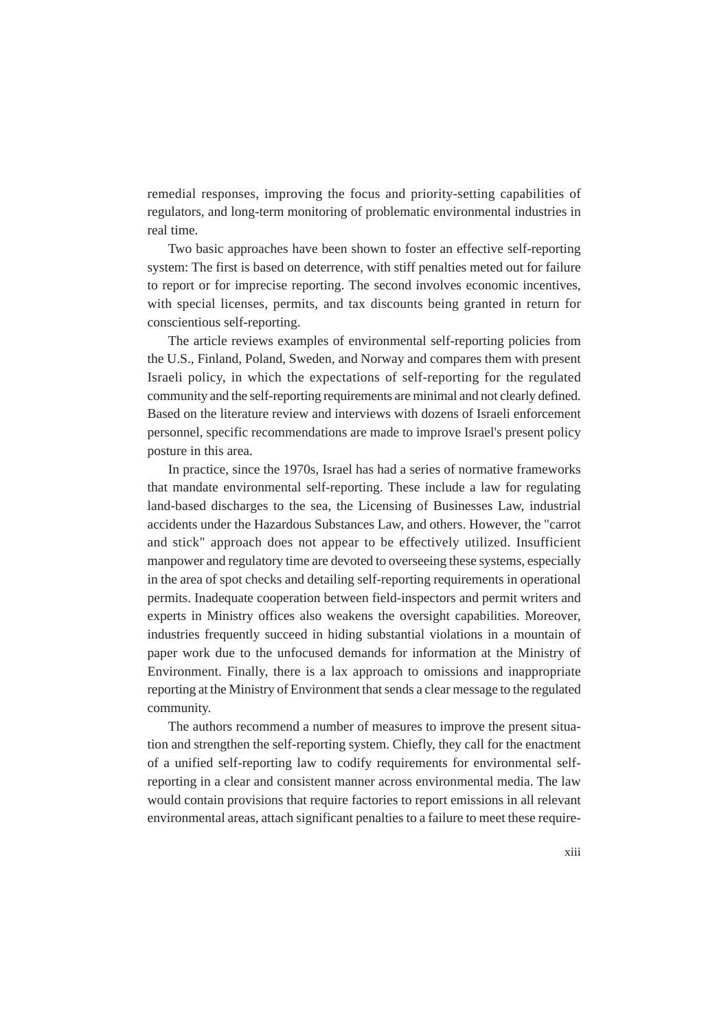remedial responses, improving the focus and priority-setting capabilities of regulators, and long-term monitoring of problematic environmental industries in real time.

Two basic approaches have been shown to foster an effective self-reporting system: The first is based on deterrence, with stiff penalties meted out for failure to report or for imprecise reporting. The second involves economic incentives, with special licenses, permits, and tax discounts being granted in return for conscientious self-reporting.

The article reviews examples of environmental self-reporting policies from the U.S., Finland, Poland, Sweden, and Norway and compares them with present Israeli policy, in which the expectations of self-reporting for the regulated community and the self-reporting requirements are minimal and not clearly defined. Based on the literature review and interviews with dozens of Israeli enforcement personnel, specific recommendations are made to improve Israel's present policy posture in this area.

In practice, since the 1970s, Israel has had a series of normative frameworks that mandate environmental self-reporting. These include a law for regulating land-based discharges to the sea, the Licensing of Businesses Law, industrial accidents under the Hazardous Substances Law, and others. However, the "carrot and stick" approach does not appear to be effectively utilized. Insufficient manpower and regulatory time are devoted to overseeing these systems, especially in the area of spot checks and detailing self-reporting requirements in operational permits. Inadequate cooperation between field-inspectors and permit writers and experts in Ministry offices also weakens the oversight capabilities. Moreover, industries frequently succeed in hiding substantial violations in a mountain of paper work due to the unfocused demands for information at the Ministry of Environment. Finally, there is a lax approach to omissions and inappropriate reporting at the Ministry of Environment that sends a clear message to the regulated community.

The authors recommend a number of measures to improve the present situation and strengthen the self-reporting system. Chiefly, they call for the enactment of a unified self-reporting law to codify requirements for environmental self-reporting in a clear and consistent manner across environmental media. The law would contain provisions that require factories to report emissions in all relevant environmental areas, attach significant penalties to a failure to meet these require-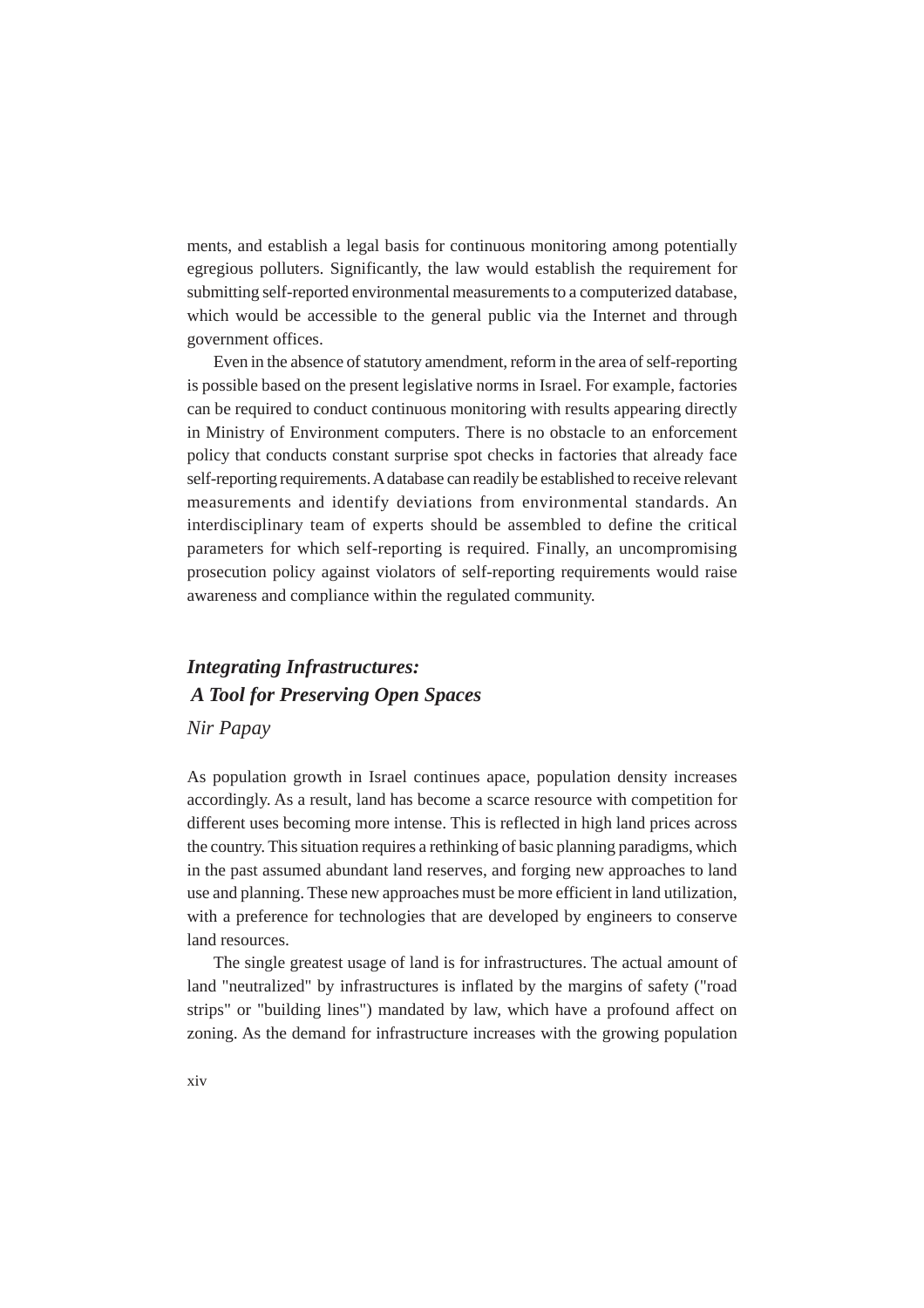ments, and establish a legal basis for continuous monitoring among potentially egregious polluters. Significantly, the law would establish the requirement for submitting self-reported environmental measurements to a computerized database, which would be accessible to the general public via the Internet and through government offices.

Even in the absence of statutory amendment, reform in the area of self-reporting is possible based on the present legislative norms in Israel. For example, factories can be required to conduct continuous monitoring with results appearing directly in Ministry of Environment computers. There is no obstacle to an enforcement policy that conducts constant surprise spot checks in factories that already face self-reporting requirements. A database can readily be established to receive relevant measurements and identify deviations from environmental standards. An interdisciplinary team of experts should be assembled to define the critical parameters for which self-reporting is required. Finally, an uncompromising prosecution policy against violators of self-reporting requirements would raise awareness and compliance within the regulated community.

## *Integrating Infrastructures: A Tool for Preserving Open Spaces*

*Nir Papay*

As population growth in Israel continues apace, population density increases accordingly. As a result, land has become a scarce resource with competition for different uses becoming more intense. This is reflected in high land prices across the country. This situation requires a rethinking of basic planning paradigms, which in the past assumed abundant land reserves, and forging new approaches to land use and planning. These new approaches must be more efficient in land utilization, with a preference for technologies that are developed by engineers to conserve land resources.

The single greatest usage of land is for infrastructures. The actual amount of land "neutralized" by infrastructures is inflated by the margins of safety ("road strips" or "building lines") mandated by law, which have a profound affect on zoning. As the demand for infrastructure increases with the growing population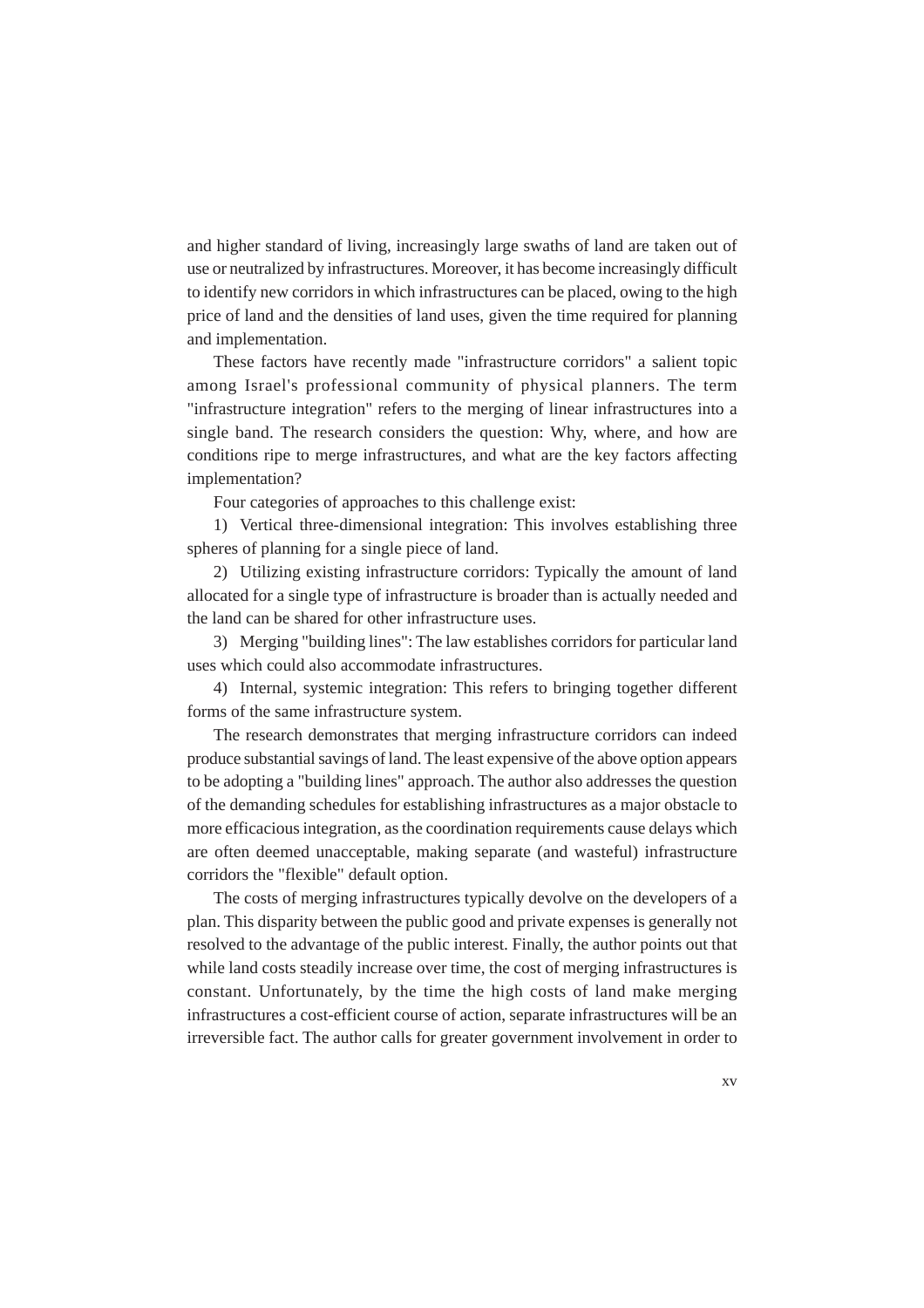and higher standard of living, increasingly large swaths of land are taken out of use or neutralized by infrastructures. Moreover, it has become increasingly difficult to identify new corridors in which infrastructures can be placed, owing to the high price of land and the densities of land uses, given the time required for planning and implementation.

These factors have recently made "infrastructure corridors" a salient topic among Israel's professional community of physical planners. The term "infrastructure integration" refers to the merging of linear infrastructures into a single band. The research considers the question: Why, where, and how are conditions ripe to merge infrastructures, and what are the key factors affecting implementation?

Four categories of approaches to this challenge exist:

1) Vertical three-dimensional integration: This involves establishing three spheres of planning for a single piece of land.

2) Utilizing existing infrastructure corridors: Typically the amount of land allocated for a single type of infrastructure is broader than is actually needed and the land can be shared for other infrastructure uses.

3) Merging "building lines": The law establishes corridors for particular land uses which could also accommodate infrastructures.

4) Internal, systemic integration: This refers to bringing together different forms of the same infrastructure system.

The research demonstrates that merging infrastructure corridors can indeed produce substantial savings of land. The least expensive of the above option appears to be adopting a "building lines" approach. The author also addresses the question of the demanding schedules for establishing infrastructures as a major obstacle to more efficacious integration, as the coordination requirements cause delays which are often deemed unacceptable, making separate (and wasteful) infrastructure corridors the "flexible" default option.

The costs of merging infrastructures typically devolve on the developers of a plan. This disparity between the public good and private expenses is generally not resolved to the advantage of the public interest. Finally, the author points out that while land costs steadily increase over time, the cost of merging infrastructures is constant. Unfortunately, by the time the high costs of land make merging infrastructures a cost-efficient course of action, separate infrastructures will be an irreversible fact. The author calls for greater government involvement in order to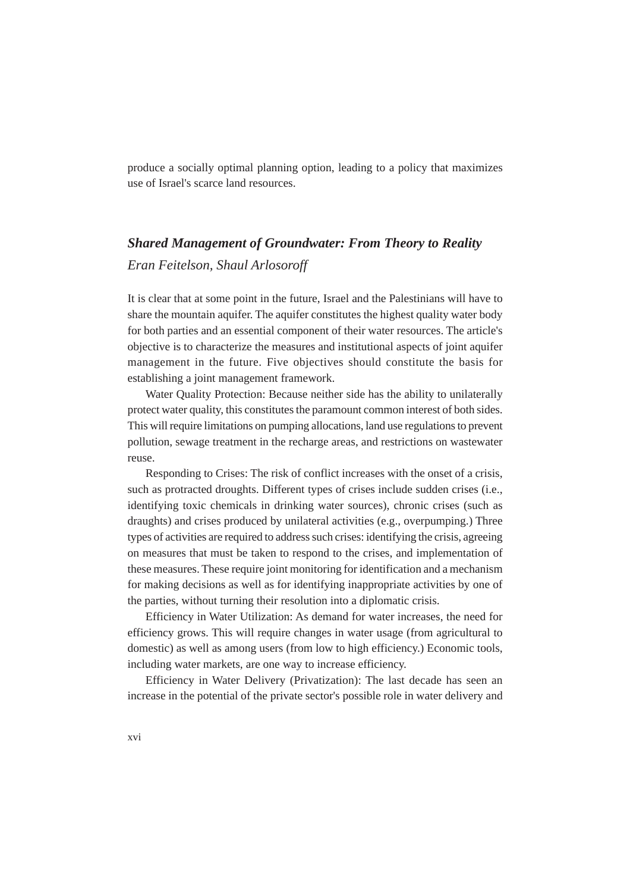produce a socially optimal planning option, leading to a policy that maximizes use of Israel's scarce land resources.

## *Shared Management of Groundwater: From Theory to Reality*

*Eran Feitelson, Shaul Arlosoroff*

It is clear that at some point in the future, Israel and the Palestinians will have to share the mountain aquifer. The aquifer constitutes the highest quality water body for both parties and an essential component of their water resources. The article's objective is to characterize the measures and institutional aspects of joint aquifer management in the future. Five objectives should constitute the basis for establishing a joint management framework.

Water Quality Protection: Because neither side has the ability to unilaterally protect water quality, this constitutes the paramount common interest of both sides. This will require limitations on pumping allocations, land use regulations to prevent pollution, sewage treatment in the recharge areas, and restrictions on wastewater reuse.

Responding to Crises: The risk of conflict increases with the onset of a crisis, such as protracted droughts. Different types of crises include sudden crises (i.e., identifying toxic chemicals in drinking water sources), chronic crises (such as draughts) and crises produced by unilateral activities (e.g., overpumping.) Three types of activities are required to address such crises: identifying the crisis, agreeing on measures that must be taken to respond to the crises, and implementation of these measures. These require joint monitoring for identification and a mechanism for making decisions as well as for identifying inappropriate activities by one of the parties, without turning their resolution into a diplomatic crisis.

Efficiency in Water Utilization: As demand for water increases, the need for efficiency grows. This will require changes in water usage (from agricultural to domestic) as well as among users (from low to high efficiency.) Economic tools, including water markets, are one way to increase efficiency.

Efficiency in Water Delivery (Privatization): The last decade has seen an increase in the potential of the private sector's possible role in water delivery and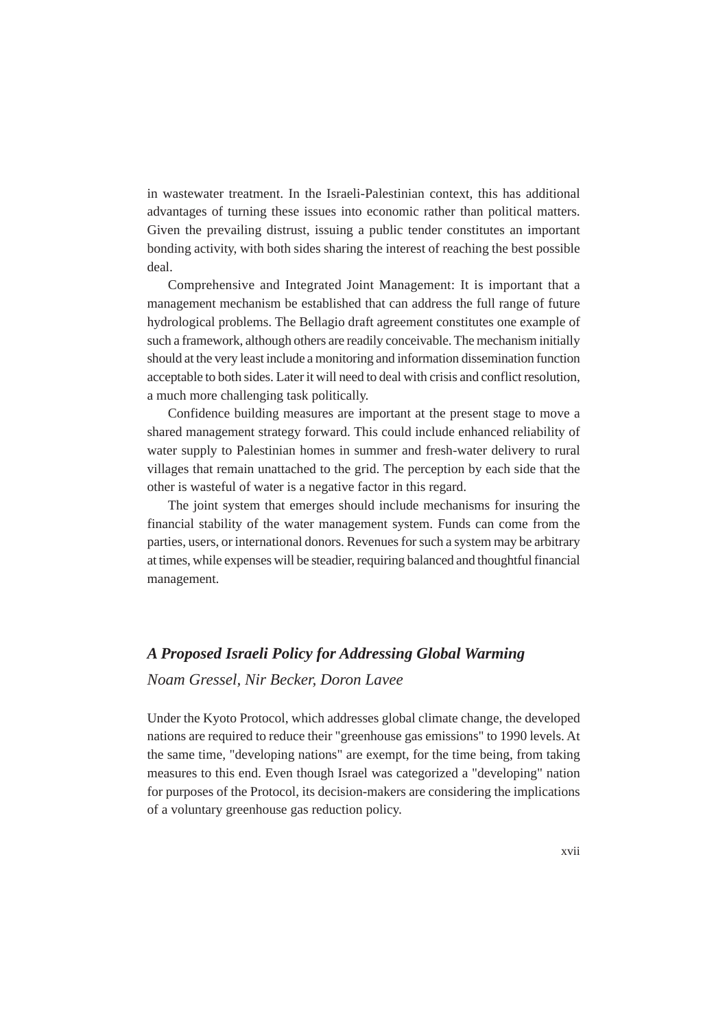in wastewater treatment. In the Israeli-Palestinian context, this has additional advantages of turning these issues into economic rather than political matters. Given the prevailing distrust, issuing a public tender constitutes an important bonding activity, with both sides sharing the interest of reaching the best possible deal.

Comprehensive and Integrated Joint Management: It is important that a management mechanism be established that can address the full range of future hydrological problems. The Bellagio draft agreement constitutes one example of such a framework, although others are readily conceivable. The mechanism initially should at the very least include a monitoring and information dissemination function acceptable to both sides. Later it will need to deal with crisis and conflict resolution, a much more challenging task politically.

Confidence building measures are important at the present stage to move a shared management strategy forward. This could include enhanced reliability of water supply to Palestinian homes in summer and fresh-water delivery to rural villages that remain unattached to the grid. The perception by each side that the other is wasteful of water is a negative factor in this regard.

The joint system that emerges should include mechanisms for insuring the financial stability of the water management system. Funds can come from the parties, users, or international donors. Revenues for such a system may be arbitrary at times, while expenses will be steadier, requiring balanced and thoughtful financial management.

## *A Proposed Israeli Policy for Addressing Global Warming*

*Noam Gressel, Nir Becker, Doron Lavee*

Under the Kyoto Protocol, which addresses global climate change, the developed nations are required to reduce their "greenhouse gas emissions" to 1990 levels. At the same time, "developing nations" are exempt, for the time being, from taking measures to this end. Even though Israel was categorized a "developing" nation for purposes of the Protocol, its decision-makers are considering the implications of a voluntary greenhouse gas reduction policy.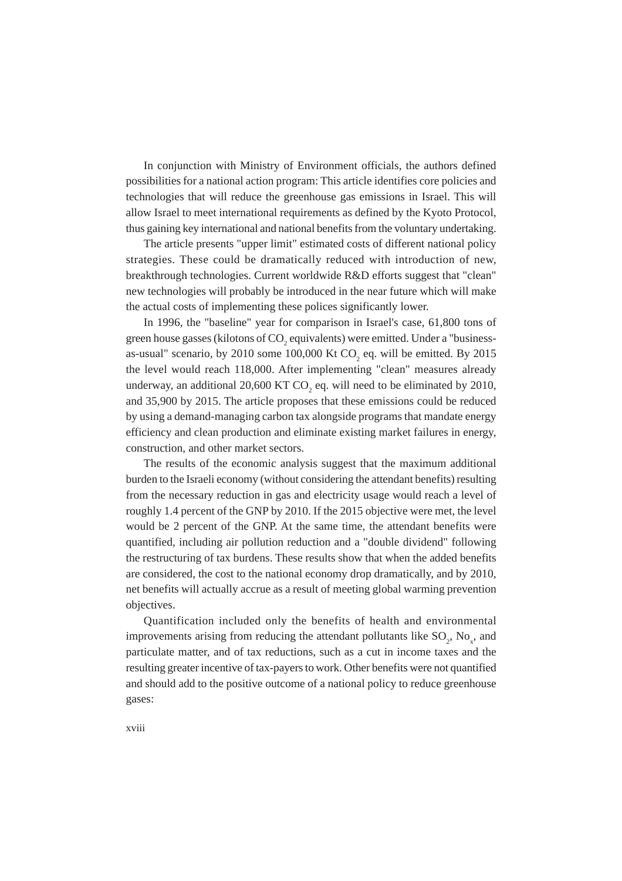In conjunction with Ministry of Environment officials, the authors defined possibilities for a national action program: This article identifies core policies and technologies that will reduce the greenhouse gas emissions in Israel. This will allow Israel to meet international requirements as defined by the Kyoto Protocol, thus gaining key international and national benefits from the voluntary undertaking.

The article presents "upper limit" estimated costs of different national policy strategies. These could be dramatically reduced with introduction of new, breakthrough technologies. Current worldwide R&D efforts suggest that "clean" new technologies will probably be introduced in the near future which will make the actual costs of implementing these polices significantly lower.

In 1996, the "baseline" year for comparison in Israel's case, 61,800 tons of green house gasses (kilotons of $CO_2$ equivalents) were emitted. Under a "business-as-usual" scenario, by 2010 some 100,000 Kt $CO_2$ eq. will be emitted. By 2015 the level would reach 118,000. After implementing "clean" measures already underway, an additional 20,600 KT $CO_2$ eq. will need to be eliminated by 2010, and 35,900 by 2015. The article proposes that these emissions could be reduced by using a demand-managing carbon tax alongside programs that mandate energy efficiency and clean production and eliminate existing market failures in energy, construction, and other market sectors.

The results of the economic analysis suggest that the maximum additional burden to the Israeli economy (without considering the attendant benefits) resulting from the necessary reduction in gas and electricity usage would reach a level of roughly 1.4 percent of the GNP by 2010. If the 2015 objective were met, the level would be 2 percent of the GNP. At the same time, the attendant benefits were quantified, including air pollution reduction and a "double dividend" following the restructuring of tax burdens. These results show that when the added benefits are considered, the cost to the national economy drop dramatically, and by 2010, net benefits will actually accrue as a result of meeting global warming prevention objectives.

Quantification included only the benefits of health and environmental improvements arising from reducing the attendant pollutants like $SO_2$, $No_x$, and particulate matter, and of tax reductions, such as a cut in income taxes and the resulting greater incentive of tax-payers to work. Other benefits were not quantified and should add to the positive outcome of a national policy to reduce greenhouse gases: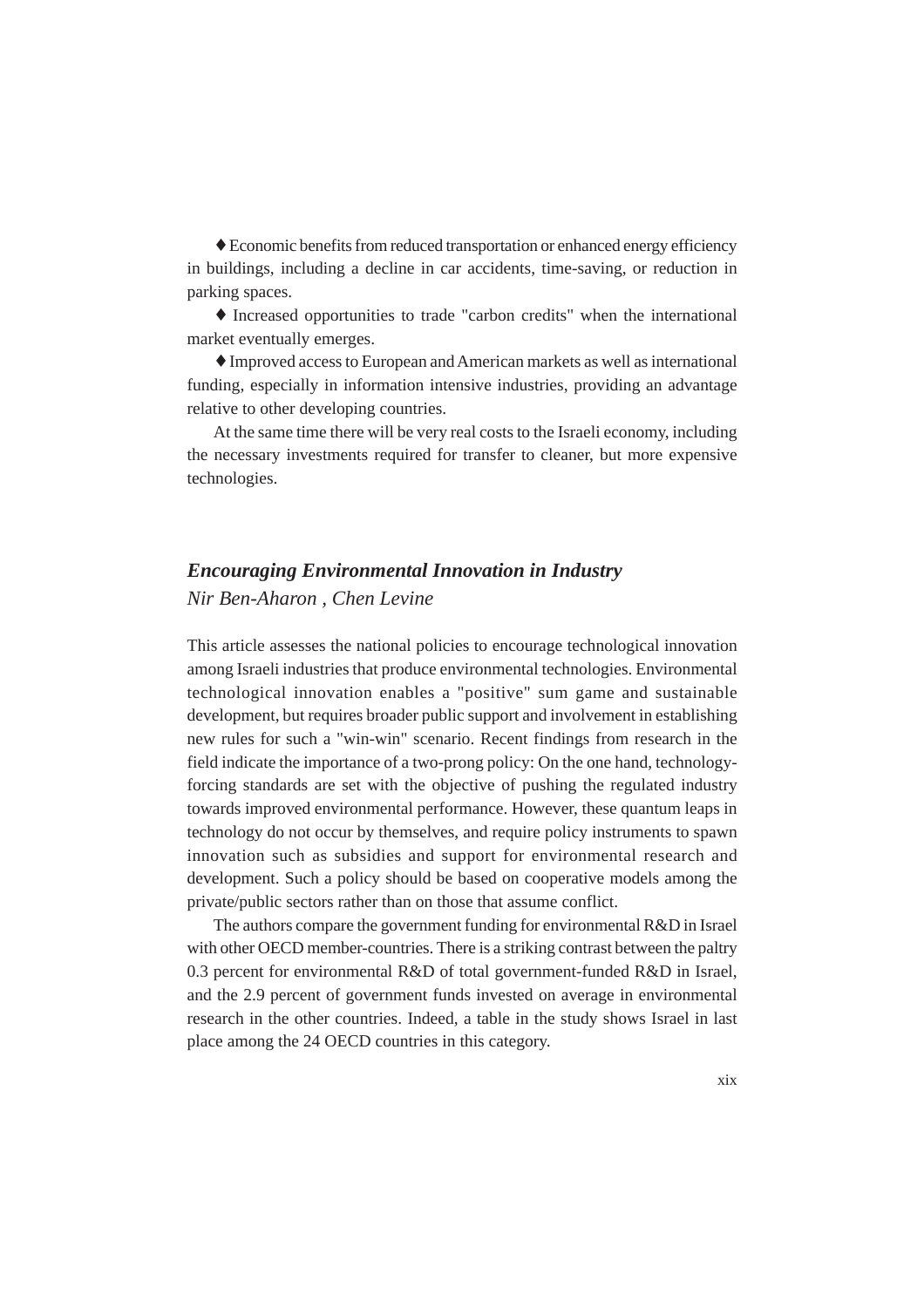♦ Economic benefits from reduced transportation or enhanced energy efficiency in buildings, including a decline in car accidents, time-saving, or reduction in parking spaces.

♦ Increased opportunities to trade "carbon credits" when the international market eventually emerges.

♦ Improved access to European and American markets as well as international funding, especially in information intensive industries, providing an advantage relative to other developing countries.

At the same time there will be very real costs to the Israeli economy, including the necessary investments required for transfer to cleaner, but more expensive technologies.

## ***Encouraging Environmental Innovation in Industry***

*Nir Ben-Aharon , Chen Levine*

This article assesses the national policies to encourage technological innovation among Israeli industries that produce environmental technologies. Environmental technological innovation enables a "positive" sum game and sustainable development, but requires broader public support and involvement in establishing new rules for such a "win-win" scenario. Recent findings from research in the field indicate the importance of a two-prong policy: On the one hand, technology-forcing standards are set with the objective of pushing the regulated industry towards improved environmental performance. However, these quantum leaps in technology do not occur by themselves, and require policy instruments to spawn innovation such as subsidies and support for environmental research and development. Such a policy should be based on cooperative models among the private/public sectors rather than on those that assume conflict.

The authors compare the government funding for environmental R&D in Israel with other OECD member-countries. There is a striking contrast between the paltry 0.3 percent for environmental R&D of total government-funded R&D in Israel, and the 2.9 percent of government funds invested on average in environmental research in the other countries. Indeed, a table in the study shows Israel in last place among the 24 OECD countries in this category.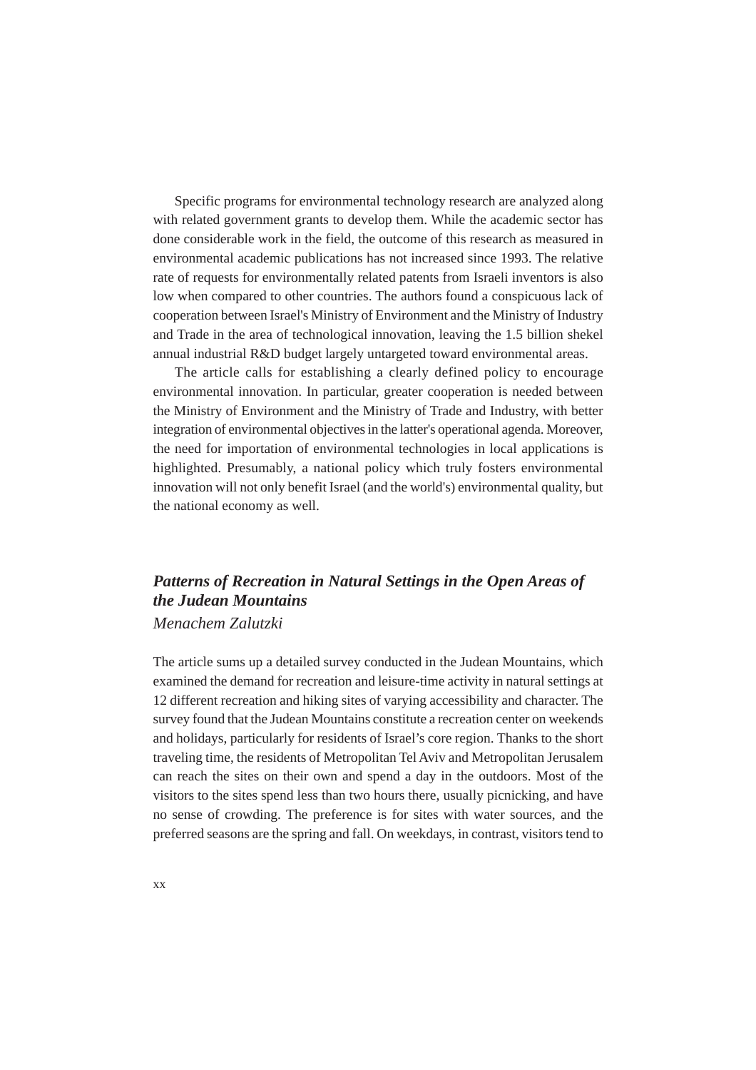Specific programs for environmental technology research are analyzed along with related government grants to develop them. While the academic sector has done considerable work in the field, the outcome of this research as measured in environmental academic publications has not increased since 1993. The relative rate of requests for environmentally related patents from Israeli inventors is also low when compared to other countries. The authors found a conspicuous lack of cooperation between Israel's Ministry of Environment and the Ministry of Industry and Trade in the area of technological innovation, leaving the 1.5 billion shekel annual industrial R&D budget largely untargeted toward environmental areas.

The article calls for establishing a clearly defined policy to encourage environmental innovation. In particular, greater cooperation is needed between the Ministry of Environment and the Ministry of Trade and Industry, with better integration of environmental objectives in the latter's operational agenda. Moreover, the need for importation of environmental technologies in local applications is highlighted. Presumably, a national policy which truly fosters environmental innovation will not only benefit Israel (and the world's) environmental quality, but the national economy as well.

## *Patterns of Recreation in Natural Settings in the Open Areas of the Judean Mountains*

*Menachem Zalutzki*

The article sums up a detailed survey conducted in the Judean Mountains, which examined the demand for recreation and leisure-time activity in natural settings at 12 different recreation and hiking sites of varying accessibility and character. The survey found that the Judean Mountains constitute a recreation center on weekends and holidays, particularly for residents of Israel's core region. Thanks to the short traveling time, the residents of Metropolitan Tel Aviv and Metropolitan Jerusalem can reach the sites on their own and spend a day in the outdoors. Most of the visitors to the sites spend less than two hours there, usually picnicking, and have no sense of crowding. The preference is for sites with water sources, and the preferred seasons are the spring and fall. On weekdays, in contrast, visitors tend to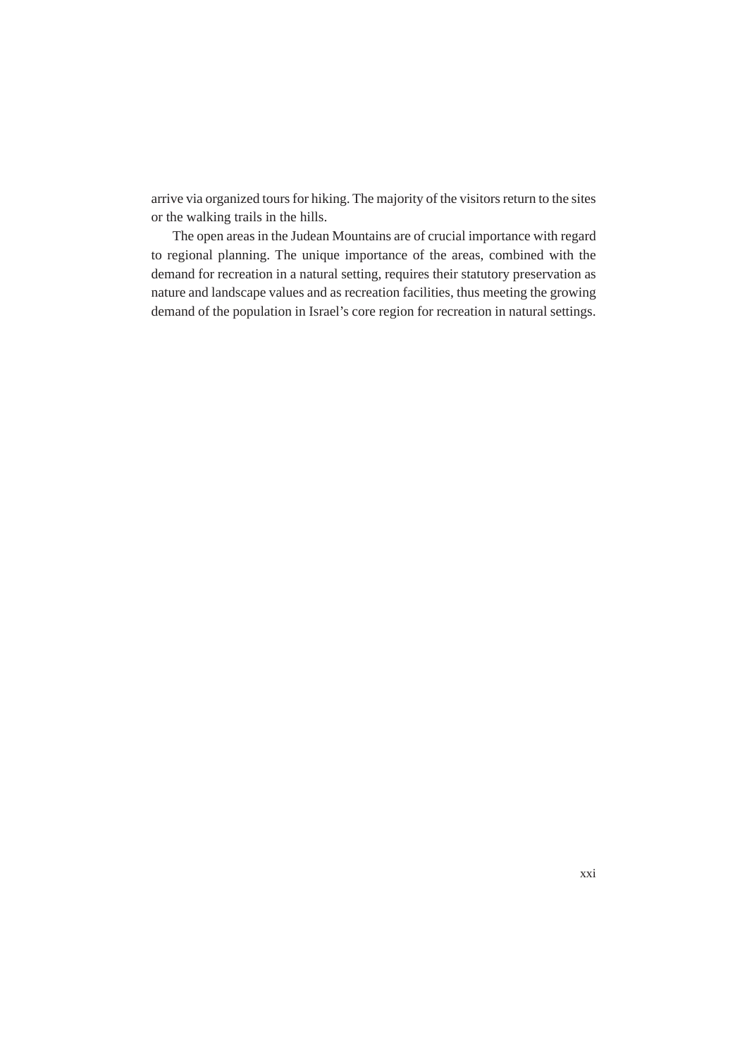arrive via organized tours for hiking. The majority of the visitors return to the sites or the walking trails in the hills.

The open areas in the Judean Mountains are of crucial importance with regard to regional planning. The unique importance of the areas, combined with the demand for recreation in a natural setting, requires their statutory preservation as nature and landscape values and as recreation facilities, thus meeting the growing demand of the population in Israel's core region for recreation in natural settings.